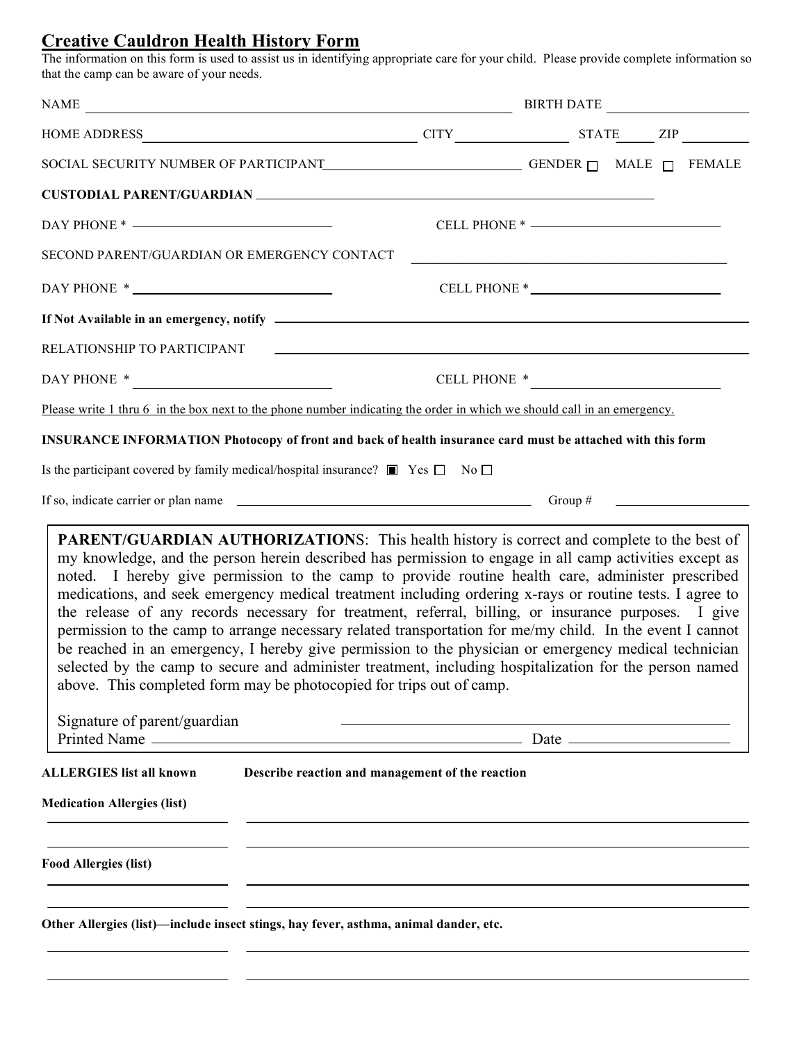## Creative Cauldron Health History Form

The information on this form is used to assist us in identifying appropriate care for your child. Please provide complete information so that the camp can be aware of your needs.

NAME ______________________________ BIRTH DATE ______________

HOME ADDRESS ______________________ CITY ____________ STATE _____ ZIP ________

SOCIAL SECURITY NUMBER OF PARTICIPANT ____________________ GENDER ☐ MALE ☐ FEMALE

**CUSTODIAL PARENT/GUARDIAN** ______________________________

DAY PHONE * ____________________ CELL PHONE * ____________________

SECOND PARENT/GUARDIAN OR EMERGENCY CONTACT ______________________________

DAY PHONE * ____________________ CELL PHONE * ____________________

**If Not Available in an emergency, notify** ______________________________

RELATIONSHIP TO PARTICIPANT ______________________________

DAY PHONE * ____________________ CELL PHONE * ____________________

Please write 1 thru 6 in the box next to the phone number indicating the order in which we should call in an emergency.

**INSURANCE INFORMATION Photocopy of front and back of health insurance card must be attached with this form**

Is the participant covered by family medical/hospital insurance? ■ Yes ☐ No ☐

If so, indicate carrier or plan name ______________________________ Group # ______________

**PARENT/GUARDIAN AUTHORIZATIONS**: This health history is correct and complete to the best of my knowledge, and the person herein described has permission to engage in all camp activities except as noted. I hereby give permission to the camp to provide routine health care, administer prescribed medications, and seek emergency medical treatment including ordering x-rays or routine tests. I agree to the release of any records necessary for treatment, referral, billing, or insurance purposes. I give permission to the camp to arrange necessary related transportation for me/my child. In the event I cannot be reached in an emergency, I hereby give permission to the physician or emergency medical technician selected by the camp to secure and administer treatment, including hospitalization for the person named above. This completed form may be photocopied for trips out of camp.

Signature of parent/guardian ______________________________

Printed Name ______________________________ Date ______________

**ALLERGIES list all known** **Describe reaction and management of the reaction**

**Medication Allergies (list)**

______________ ______________________________

______________ ______________________________

**Food Allergies (list)**

______________ ______________________________

______________ ______________________________

**Other Allergies (list)—include insect stings, hay fever, asthma, animal dander, etc.**

______________ ______________________________

______________ ______________________________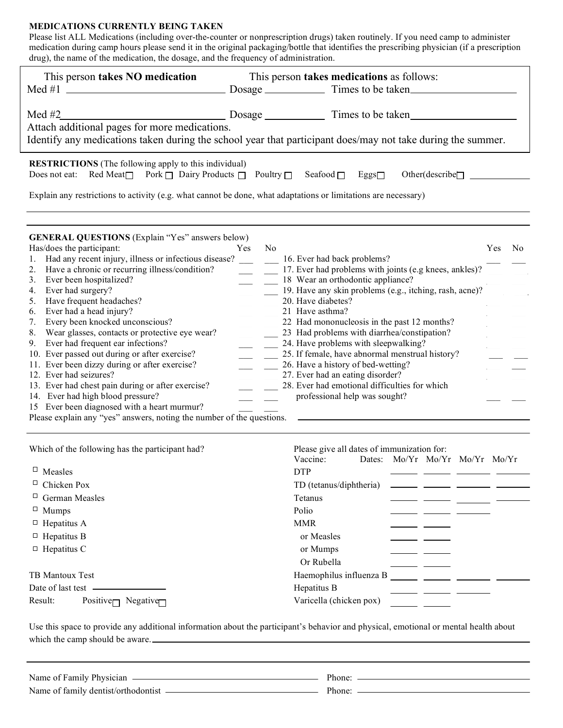**MEDICATIONS CURRENTLY BEING TAKEN**

Please list ALL Medications (including over-the-counter or nonprescription drugs) taken routinely. If you need camp to administer medication during camp hours please send it in the original packaging/bottle that identifies the prescribing physician (if a prescription drug), the name of the medication, the dosage, and the frequency of administration.

This person **takes NO medication** This person **takes medications** as follows:

Med #1 ______________________ Dosage __________ Times to be taken __________________

Med #2______________________ Dosage __________ Times to be taken __________________

Attach additional pages for more medications.

Identify any medications taken during the school year that participant does/may not take during the summer.

**RESTRICTIONS** (The following apply to this individual)

Does not eat: Red Meat☐ Pork ☐ Dairy Products ☐ Poultry ☐ Seafood ☐ Eggs☐ Other(describe☐ __________

Explain any restrictions to activity (e.g. what cannot be done, what adaptations or limitations are necessary)

______________________________________________________________________

**GENERAL QUESTIONS** (Explain "Yes" answers below)

| Has/does the participant: | Yes | No | | Yes | No |
|---|---|---|---|---|---|
| 1. Had any recent injury, illness or infectious disease? | ___ | ___ | 16. Ever had back problems? | ___ | ___ |
| 2. Have a chronic or recurring illness/condition? | ___ | ___ | 17. Ever had problems with joints (e.g knees, ankles)? | | |
| 3. Ever been hospitalized? | ___ | ___ | 18 Wear an orthodontic appliance? | | |
| 4. Ever had surgery? | | ___ | 19. Have any skin problems (e.g., itching, rash, acne)? | | |
| 5. Have frequent headaches? | | | 20. Have diabetes? | | |
| 6. Ever had a head injury? | | | 21 Have asthma? | | |
| 7. Every been knocked unconscious? | | | 22 Had mononucleosis in the past 12 months? | | |
| 8. Wear glasses, contacts or protective eye wear? | | ___ | 23 Had problems with diarrhea/constipation? | | |
| 9. Ever had frequent ear infections? | ___ | ___ | 24. Have problems with sleepwalking? | | |
| 10. Ever passed out during or after exercise? | ___ | ___ | 25. If female, have abnormal menstrual history? | ___ | ___ |
| 11. Ever been dizzy during or after exercise? | ___ | ___ | 26. Have a history of bed-wetting? | | ___ |
| 12. Ever had seizures? | | | 27. Ever had an eating disorder? | | |
| 13. Ever had chest pain during or after exercise? | ___ | ___ | 28. Ever had emotional difficulties for which professional help was sought? | ___ | ___ |
| 14. Ever had high blood pressure? | ___ | ___ | | | |
| 15 Ever been diagnosed with a heart murmur? | ___ | ___ | | | |

Please explain any "yes" answers, noting the number of the questions. ______________________________

Which of the following has the participant had?

- ☐ Measles
- ☐ Chicken Pox
- ☐ German Measles
- ☐ Mumps
- ☐ Hepatitus A
- ☐ Hepatitus B
- ☐ Hepatitus C

TB Mantoux Test

Date of last test __________

Result: Positive☐ Negative☐

Please give all dates of immunization for:

| Vaccine: Dates: | Mo/Yr | Mo/Yr | Mo/Yr | Mo/Yr |
|---|---|---|---|---|
| DTP | ____ | ____ | ____ | ____ |
| TD (tetanus/diphtheria) | ____ | ____ | ____ | ____ |
| Tetanus | ____ | ____ | ____ | ____ |
| Polio | ____ | ____ | ____ | |
| MMR | ____ | ____ | | |
| or Measles | ____ | ____ | | |
| or Mumps | ____ | ____ | | |
| Or Rubella | ____ | ____ | | |
| Haemophilus influenza B | ____ | ____ | ____ | ____ |
| Hepatitus B | ____ | ____ | ____ | |
| Varicella (chicken pox) | ____ | ____ | | |

Use this space to provide any additional information about the participant's behavior and physical, emotional or mental health about which the camp should be aware. ______________________________

Name of Family Physician ______________________ Phone: ______________________

Name of family dentist/orthodontist ______________________ Phone: ______________________